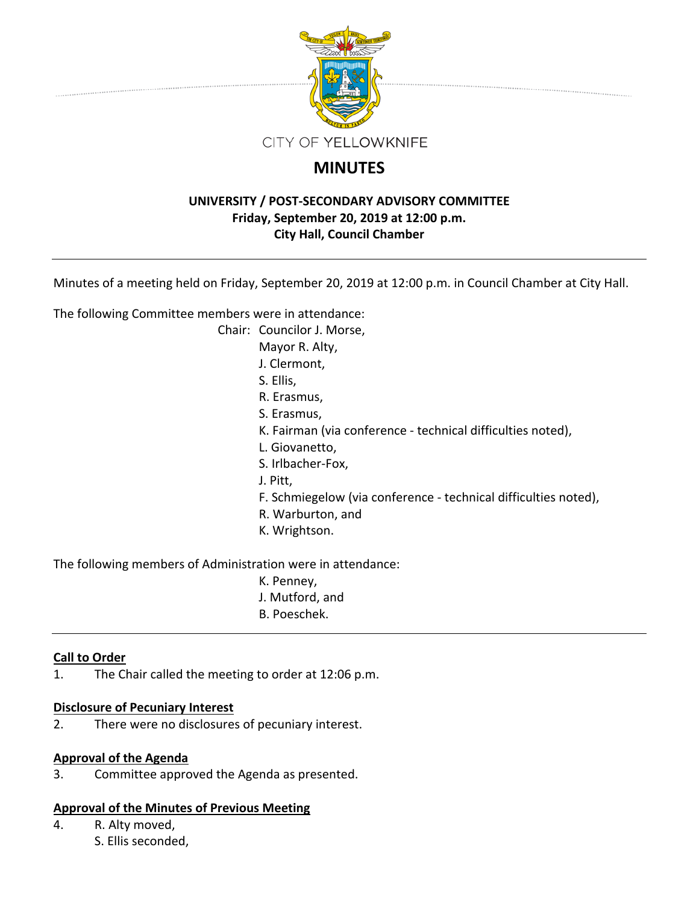CITY OF YELLOWKNIFE

# MINUTES

### UNIVERSITY / POST-SECONDARY ADVISORY COMMITTEE
**Friday, September 20, 2019 at 12:00 p.m.**
**City Hall, Council Chamber**

---

Minutes of a meeting held on Friday, September 20, 2019 at 12:00 p.m. in Council Chamber at City Hall.

The following Committee members were in attendance:

Chair: Councilor J. Morse,
Mayor R. Alty,
J. Clermont,
S. Ellis,
R. Erasmus,
S. Erasmus,
K. Fairman (via conference - technical difficulties noted),
L. Giovanetto,
S. Irlbacher-Fox,
J. Pitt,
F. Schmiegelow (via conference - technical difficulties noted),
R. Warburton, and
K. Wrightson.

The following members of Administration were in attendance:

K. Penney,
J. Mutford, and
B. Poeschek.

---

**Call to Order**

1. The Chair called the meeting to order at 12:06 p.m.

**Disclosure of Pecuniary Interest**

2. There were no disclosures of pecuniary interest.

**Approval of the Agenda**

3. Committee approved the Agenda as presented.

**Approval of the Minutes of Previous Meeting**

4. R. Alty moved,
   S. Ellis seconded,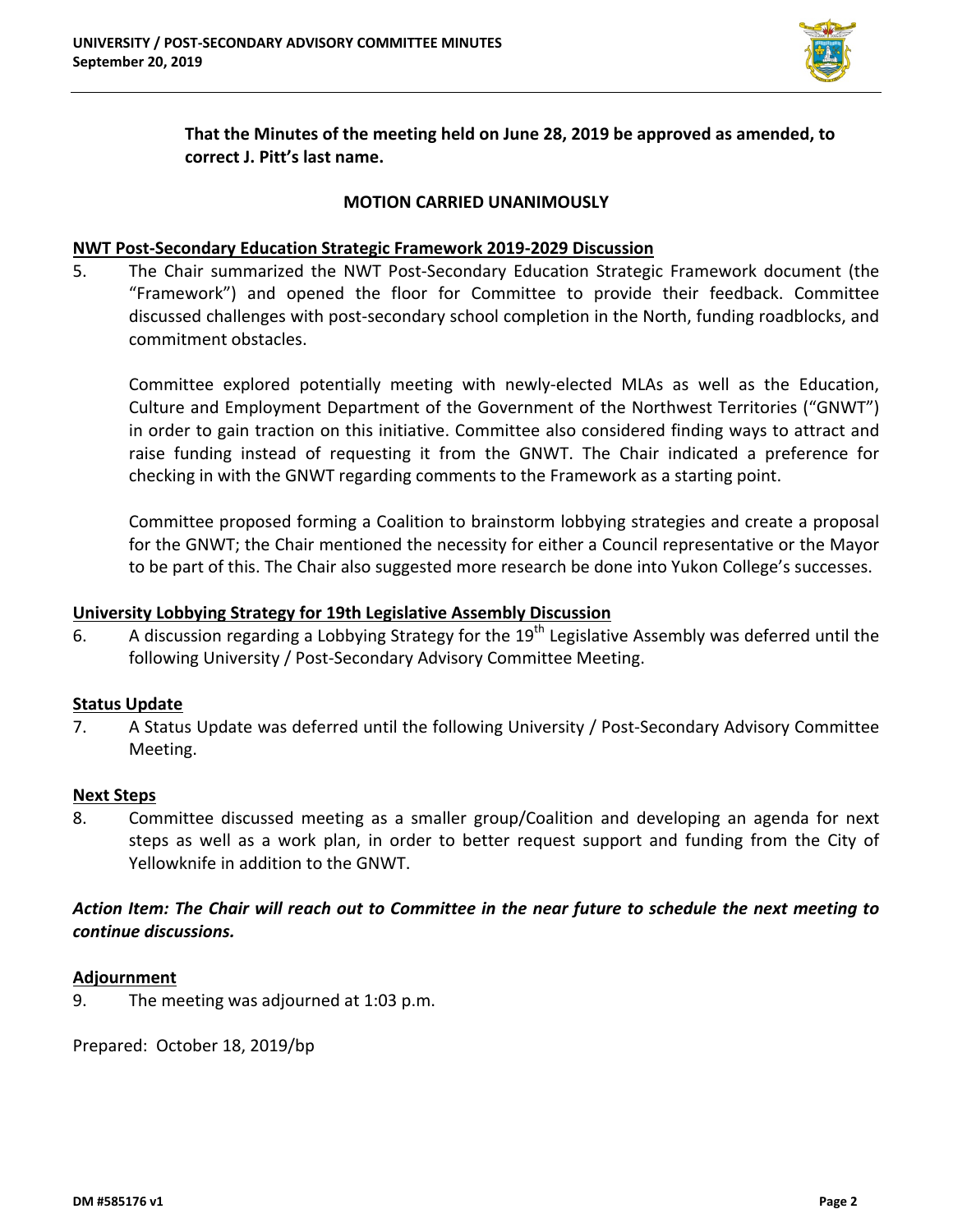**That the Minutes of the meeting held on June 28, 2019 be approved as amended, to correct J. Pitt's last name.**

**MOTION CARRIED UNANIMOUSLY**

**NWT Post-Secondary Education Strategic Framework 2019-2029 Discussion**

5. The Chair summarized the NWT Post-Secondary Education Strategic Framework document (the "Framework") and opened the floor for Committee to provide their feedback. Committee discussed challenges with post-secondary school completion in the North, funding roadblocks, and commitment obstacles.

   Committee explored potentially meeting with newly-elected MLAs as well as the Education, Culture and Employment Department of the Government of the Northwest Territories ("GNWT") in order to gain traction on this initiative. Committee also considered finding ways to attract and raise funding instead of requesting it from the GNWT. The Chair indicated a preference for checking in with the GNWT regarding comments to the Framework as a starting point.

   Committee proposed forming a Coalition to brainstorm lobbying strategies and create a proposal for the GNWT; the Chair mentioned the necessity for either a Council representative or the Mayor to be part of this. The Chair also suggested more research be done into Yukon College's successes.

**University Lobbying Strategy for 19th Legislative Assembly Discussion**

6. A discussion regarding a Lobbying Strategy for the 19th Legislative Assembly was deferred until the following University / Post-Secondary Advisory Committee Meeting.

**Status Update**

7. A Status Update was deferred until the following University / Post-Secondary Advisory Committee Meeting.

**Next Steps**

8. Committee discussed meeting as a smaller group/Coalition and developing an agenda for next steps as well as a work plan, in order to better request support and funding from the City of Yellowknife in addition to the GNWT.

***Action Item: The Chair will reach out to Committee in the near future to schedule the next meeting to continue discussions.***

**Adjournment**

9. The meeting was adjourned at 1:03 p.m.

Prepared: October 18, 2019/bp

**DM #585176 v1**